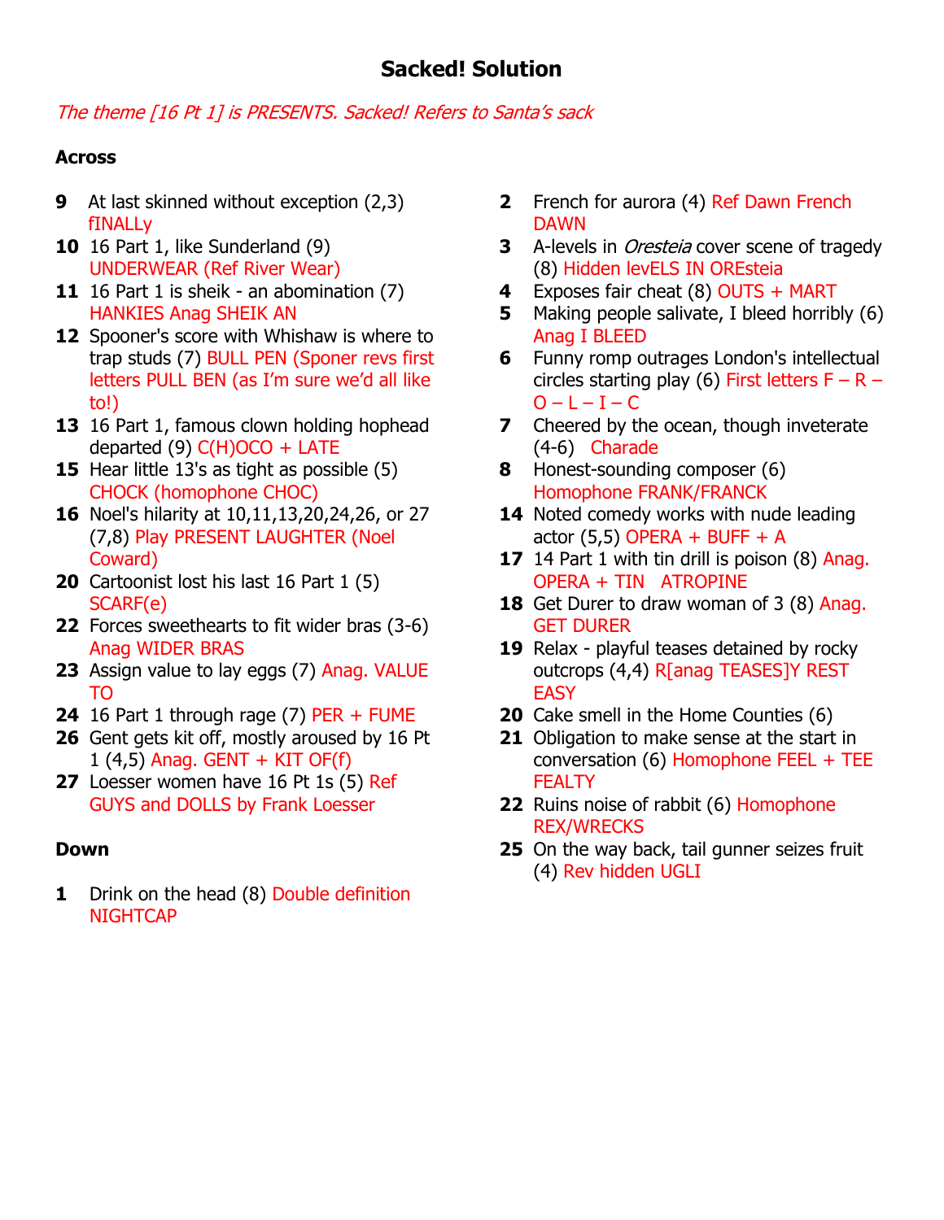# Sacked! Solution

*The theme [16 Pt 1] is PRESENTS. Sacked! Refers to Santa's sack*

## Across

**9** At last skinned without exception (2,3) fINALLy

**10** 16 Part 1, like Sunderland (9) UNDERWEAR (Ref River Wear)

**11** 16 Part 1 is sheik - an abomination (7) HANKIES Anag SHEIK AN

**12** Spooner's score with Whishaw is where to trap studs (7) BULL PEN (Sponer revs first letters PULL BEN (as I'm sure we'd all like to!)

**13** 16 Part 1, famous clown holding hophead departed (9) C(H)OCO + LATE

**15** Hear little 13's as tight as possible (5) CHOCK (homophone CHOC)

**16** Noel's hilarity at 10,11,13,20,24,26, or 27 (7,8) Play PRESENT LAUGHTER (Noel Coward)

**20** Cartoonist lost his last 16 Part 1 (5) SCARF(e)

**22** Forces sweethearts to fit wider bras (3-6) Anag WIDER BRAS

**23** Assign value to lay eggs (7) Anag. VALUE TO

**24** 16 Part 1 through rage (7) PER + FUME

**26** Gent gets kit off, mostly aroused by 16 Pt 1 (4,5) Anag. GENT + KIT OF(f)

**27** Loesser women have 16 Pt 1s (5) Ref GUYS and DOLLS by Frank Loesser

## Down

**1** Drink on the head (8) Double definition NIGHTCAP

**2** French for aurora (4) Ref Dawn French DAWN

**3** A-levels in *Oresteia* cover scene of tragedy (8) Hidden levELS IN OREsteia

**4** Exposes fair cheat (8) OUTS + MART

**5** Making people salivate, I bleed horribly (6) Anag I BLEED

**6** Funny romp outrages London's intellectual circles starting play (6) First letters F – R – O – L – I – C

**7** Cheered by the ocean, though inveterate (4-6) Charade

**8** Honest-sounding composer (6) Homophone FRANK/FRANCK

**14** Noted comedy works with nude leading actor (5,5) OPERA + BUFF + A

**17** 14 Part 1 with tin drill is poison (8) Anag. OPERA + TIN ATROPINE

**18** Get Durer to draw woman of 3 (8) Anag. GET DURER

**19** Relax - playful teases detained by rocky outcrops (4,4) R[anag TEASES]Y REST EASY

**20** Cake smell in the Home Counties (6)

**21** Obligation to make sense at the start in conversation (6) Homophone FEEL + TEE FEALTY

**22** Ruins noise of rabbit (6) Homophone REX/WRECKS

**25** On the way back, tail gunner seizes fruit (4) Rev hidden UGLI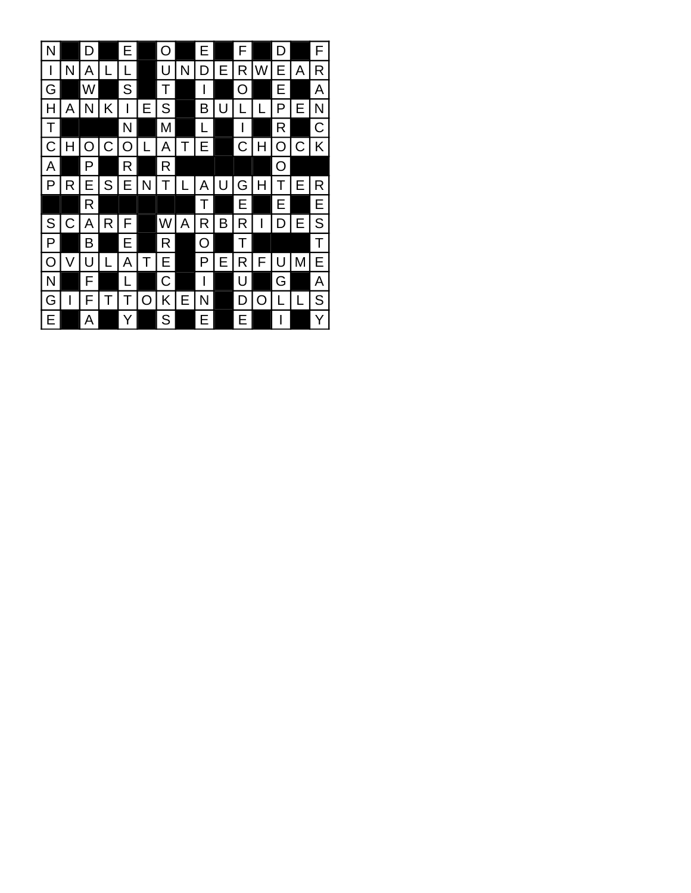| | | | | | | | | | | | | | | |
|---|---|---|---|---|---|---|---|---|---|---|---|---|---|---|
| N | | D | | E | | O | | E | | F | | D | | F |
| I | N | A | L | L | | U | N | D | E | R | W | E | A | R |
| G | | W | | S | | T | | I | | O | | E | | A |
| H | A | N | K | I | E | S | | B | U | L | L | P | E | N |
| T | | | | N | | M | | L | | I | | R | | C |
| C | H | O | C | O | L | A | T | E | | C | H | O | C | K |
| A | | P | | R | | R | | | | | | O | | |
| P | R | E | S | E | N | T | L | A | U | G | H | T | E | R |
| | | R | | | | | | T | | E | | E | | E |
| S | C | A | R | F | | W | A | R | B | R | I | D | E | S |
| P | | B | | E | | R | | O | | T | | | | T |
| O | V | U | L | A | T | E | | P | E | R | F | U | M | E |
| N | | F | | L | | C | | I | | U | | G | | A |
| G | I | F | T | T | O | K | E | N | | D | O | L | L | S |
| E | | A | | Y | | S | | E | | E | | I | | Y |